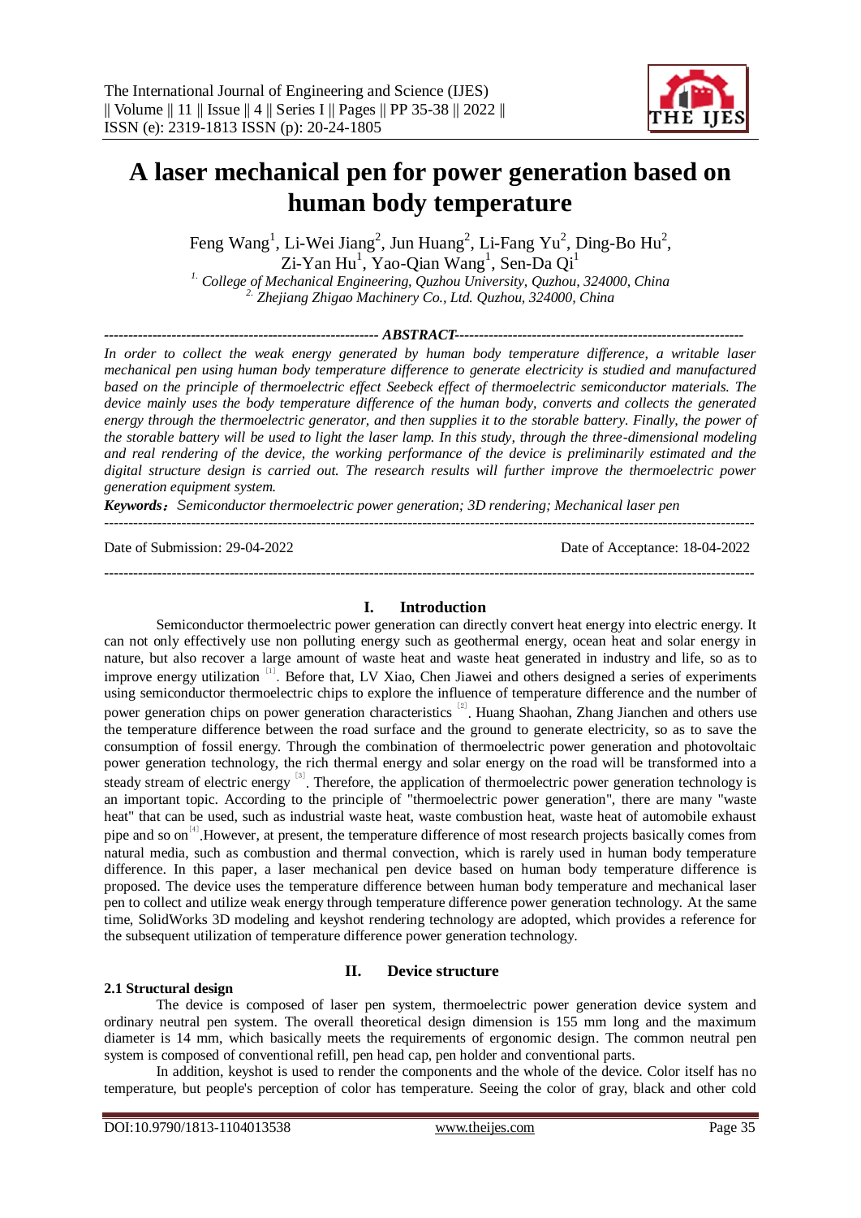# A laser mechanical pen for power generation based on human body temperature

Feng Wang[1], Li-Wei Jiang[2], Jun Huang[2], Li-Fang Yu[2], Ding-Bo Hu[2], Zi-Yan Hu[1], Yao-Qian Wang[1], Sen-Da Qi[1]

[1.] *College of Mechanical Engineering, Quzhou University, Quzhou, 324000, China*
[2.] *Zhejiang Zhigao Machinery Co., Ltd. Quzhou, 324000, China*

---

***ABSTRACT***

*In order to collect the weak energy generated by human body temperature difference, a writable laser mechanical pen using human body temperature difference to generate electricity is studied and manufactured based on the principle of thermoelectric effect Seebeck effect of thermoelectric semiconductor materials. The device mainly uses the body temperature difference of the human body, converts and collects the generated energy through the thermoelectric generator, and then supplies it to the storable battery. Finally, the power of the storable battery will be used to light the laser lamp. In this study, through the three-dimensional modeling and real rendering of the device, the working performance of the device is preliminarily estimated and the digital structure design is carried out. The research results will further improve the thermoelectric power generation equipment system.*

***Keywords***：*Semiconductor thermoelectric power generation; 3D rendering; Mechanical laser pen*

---

Date of Submission: 29-04-2022 Date of Acceptance: 18-04-2022

---

## I. Introduction

Semiconductor thermoelectric power generation can directly convert heat energy into electric energy. It can not only effectively use non polluting energy such as geothermal energy, ocean heat and solar energy in nature, but also recover a large amount of waste heat and waste heat generated in industry and life, so as to improve energy utilization [1]. Before that, LV Xiao, Chen Jiawei and others designed a series of experiments using semiconductor thermoelectric chips to explore the influence of temperature difference and the number of power generation chips on power generation characteristics [2]. Huang Shaohan, Zhang Jianchen and others use the temperature difference between the road surface and the ground to generate electricity, so as to save the consumption of fossil energy. Through the combination of thermoelectric power generation and photovoltaic power generation technology, the rich thermal energy and solar energy on the road will be transformed into a steady stream of electric energy [3]. Therefore, the application of thermoelectric power generation technology is an important topic. According to the principle of "thermoelectric power generation", there are many "waste heat" that can be used, such as industrial waste heat, waste combustion heat, waste heat of automobile exhaust pipe and so on[4].However, at present, the temperature difference of most research projects basically comes from natural media, such as combustion and thermal convection, which is rarely used in human body temperature difference. In this paper, a laser mechanical pen device based on human body temperature difference is proposed. The device uses the temperature difference between human body temperature and mechanical laser pen to collect and utilize weak energy through temperature difference power generation technology. At the same time, SolidWorks 3D modeling and keyshot rendering technology are adopted, which provides a reference for the subsequent utilization of temperature difference power generation technology.

## II. Device structure

### 2.1 Structural design

The device is composed of laser pen system, thermoelectric power generation device system and ordinary neutral pen system. The overall theoretical design dimension is 155 mm long and the maximum diameter is 14 mm, which basically meets the requirements of ergonomic design. The common neutral pen system is composed of conventional refill, pen head cap, pen holder and conventional parts.

In addition, keyshot is used to render the components and the whole of the device. Color itself has no temperature, but people's perception of color has temperature. Seeing the color of gray, black and other cold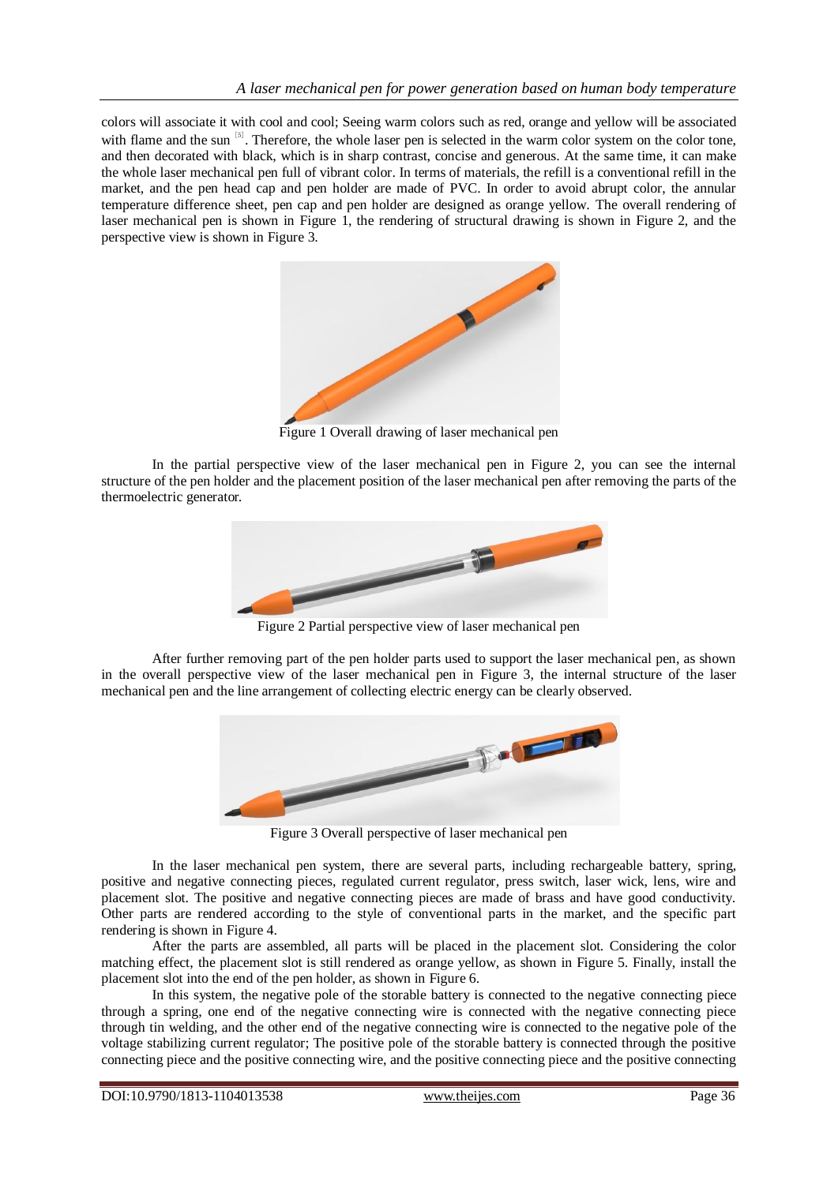colors will associate it with cool and cool; Seeing warm colors such as red, orange and yellow will be associated with flame and the sun [5]. Therefore, the whole laser pen is selected in the warm color system on the color tone, and then decorated with black, which is in sharp contrast, concise and generous. At the same time, it can make the whole laser mechanical pen full of vibrant color. In terms of materials, the refill is a conventional refill in the market, and the pen head cap and pen holder are made of PVC. In order to avoid abrupt color, the annular temperature difference sheet, pen cap and pen holder are designed as orange yellow. The overall rendering of laser mechanical pen is shown in Figure 1, the rendering of structural drawing is shown in Figure 2, and the perspective view is shown in Figure 3.

Figure 1 Overall drawing of laser mechanical pen

In the partial perspective view of the laser mechanical pen in Figure 2, you can see the internal structure of the pen holder and the placement position of the laser mechanical pen after removing the parts of the thermoelectric generator.

Figure 2 Partial perspective view of laser mechanical pen

After further removing part of the pen holder parts used to support the laser mechanical pen, as shown in the overall perspective view of the laser mechanical pen in Figure 3, the internal structure of the laser mechanical pen and the line arrangement of collecting electric energy can be clearly observed.

Figure 3 Overall perspective of laser mechanical pen

In the laser mechanical pen system, there are several parts, including rechargeable battery, spring, positive and negative connecting pieces, regulated current regulator, press switch, laser wick, lens, wire and placement slot. The positive and negative connecting pieces are made of brass and have good conductivity. Other parts are rendered according to the style of conventional parts in the market, and the specific part rendering is shown in Figure 4.

After the parts are assembled, all parts will be placed in the placement slot. Considering the color matching effect, the placement slot is still rendered as orange yellow, as shown in Figure 5. Finally, install the placement slot into the end of the pen holder, as shown in Figure 6.

In this system, the negative pole of the storable battery is connected to the negative connecting piece through a spring, one end of the negative connecting wire is connected with the negative connecting piece through tin welding, and the other end of the negative connecting wire is connected to the negative pole of the voltage stabilizing current regulator; The positive pole of the storable battery is connected through the positive connecting piece and the positive connecting wire, and the positive connecting piece and the positive connecting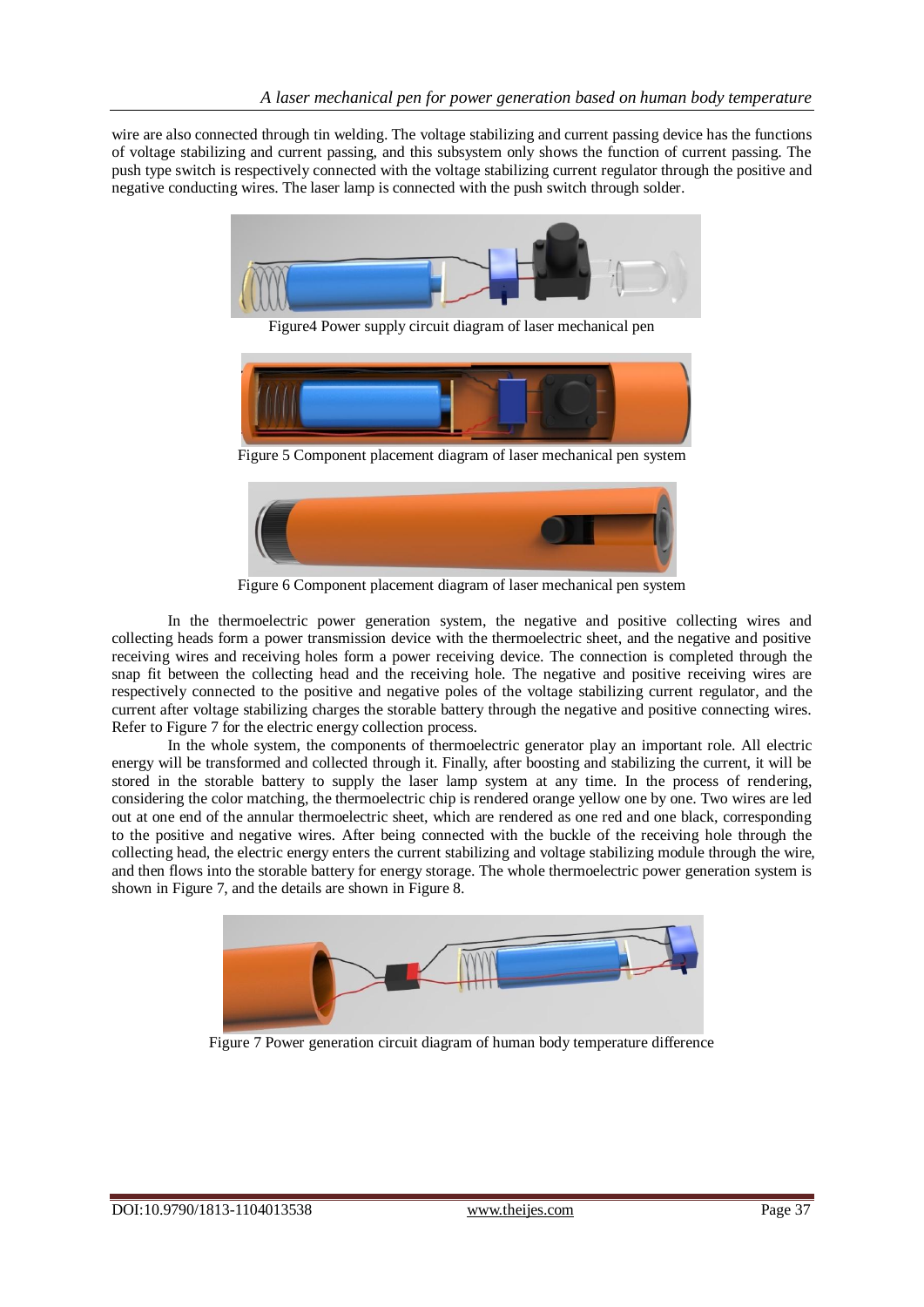wire are also connected through tin welding. The voltage stabilizing and current passing device has the functions of voltage stabilizing and current passing, and this subsystem only shows the function of current passing. The push type switch is respectively connected with the voltage stabilizing current regulator through the positive and negative conducting wires. The laser lamp is connected with the push switch through solder.

Figure4 Power supply circuit diagram of laser mechanical pen

Figure 5 Component placement diagram of laser mechanical pen system

Figure 6 Component placement diagram of laser mechanical pen system

In the thermoelectric power generation system, the negative and positive collecting wires and collecting heads form a power transmission device with the thermoelectric sheet, and the negative and positive receiving wires and receiving holes form a power receiving device. The connection is completed through the snap fit between the collecting head and the receiving hole. The negative and positive receiving wires are respectively connected to the positive and negative poles of the voltage stabilizing current regulator, and the current after voltage stabilizing charges the storable battery through the negative and positive connecting wires. Refer to Figure 7 for the electric energy collection process.

In the whole system, the components of thermoelectric generator play an important role. All electric energy will be transformed and collected through it. Finally, after boosting and stabilizing the current, it will be stored in the storable battery to supply the laser lamp system at any time. In the process of rendering, considering the color matching, the thermoelectric chip is rendered orange yellow one by one. Two wires are led out at one end of the annular thermoelectric sheet, which are rendered as one red and one black, corresponding to the positive and negative wires. After being connected with the buckle of the receiving hole through the collecting head, the electric energy enters the current stabilizing and voltage stabilizing module through the wire, and then flows into the storable battery for energy storage. The whole thermoelectric power generation system is shown in Figure 7, and the details are shown in Figure 8.

Figure 7 Power generation circuit diagram of human body temperature difference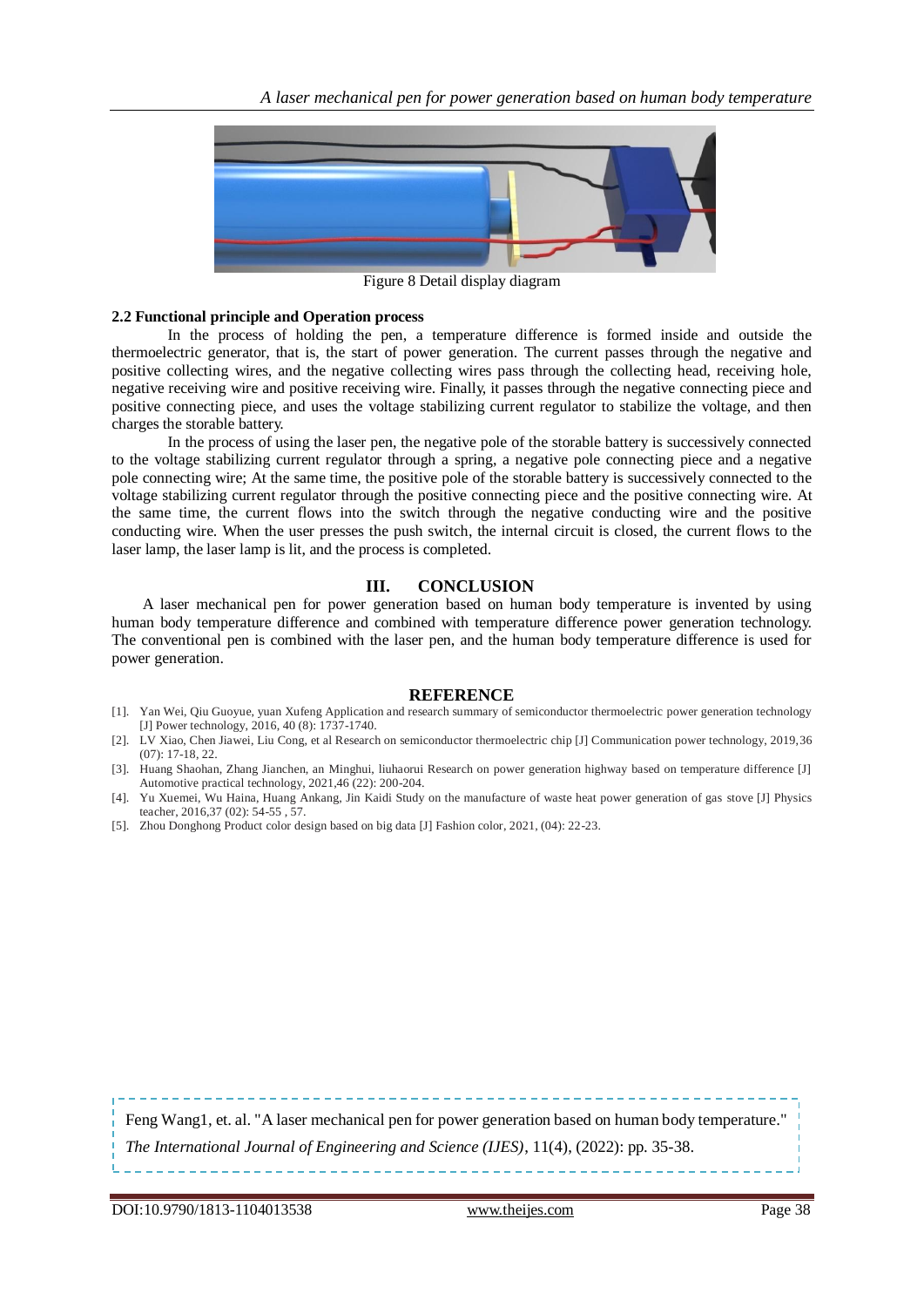Figure 8 Detail display diagram

### 2.2 Functional principle and Operation process

In the process of holding the pen, a temperature difference is formed inside and outside the thermoelectric generator, that is, the start of power generation. The current passes through the negative and positive collecting wires, and the negative collecting wires pass through the collecting head, receiving hole, negative receiving wire and positive receiving wire. Finally, it passes through the negative connecting piece and positive connecting piece, and uses the voltage stabilizing current regulator to stabilize the voltage, and then charges the storable battery.

In the process of using the laser pen, the negative pole of the storable battery is successively connected to the voltage stabilizing current regulator through a spring, a negative pole connecting piece and a negative pole connecting wire; At the same time, the positive pole of the storable battery is successively connected to the voltage stabilizing current regulator through the positive connecting piece and the positive connecting wire. At the same time, the current flows into the switch through the negative conducting wire and the positive conducting wire. When the user presses the push switch, the internal circuit is closed, the current flows to the laser lamp, the laser lamp is lit, and the process is completed.

## III. CONCLUSION

A laser mechanical pen for power generation based on human body temperature is invented by using human body temperature difference and combined with temperature difference power generation technology. The conventional pen is combined with the laser pen, and the human body temperature difference is used for power generation.

## REFERENCE

[1]. Yan Wei, Qiu Guoyue, yuan Xufeng Application and research summary of semiconductor thermoelectric power generation technology [J] Power technology, 2016, 40 (8): 1737-1740.

[2]. LV Xiao, Chen Jiawei, Liu Cong, et al Research on semiconductor thermoelectric chip [J] Communication power technology, 2019, 36 (07): 17-18, 22.

[3]. Huang Shaohan, Zhang Jianchen, an Minghui, liuhaorui Research on power generation highway based on temperature difference [J] Automotive practical technology, 2021,46 (22): 200-204.

[4]. Yu Xuemei, Wu Haina, Huang Ankang, Jin Kaidi Study on the manufacture of waste heat power generation of gas stove [J] Physics teacher, 2016,37 (02): 54-55 , 57.

[5]. Zhou Donghong Product color design based on big data [J] Fashion color, 2021, (04): 22-23.

Feng Wang1, et. al. "A laser mechanical pen for power generation based on human body temperature." *The International Journal of Engineering and Science (IJES)*, 11(4), (2022): pp. 35-38.